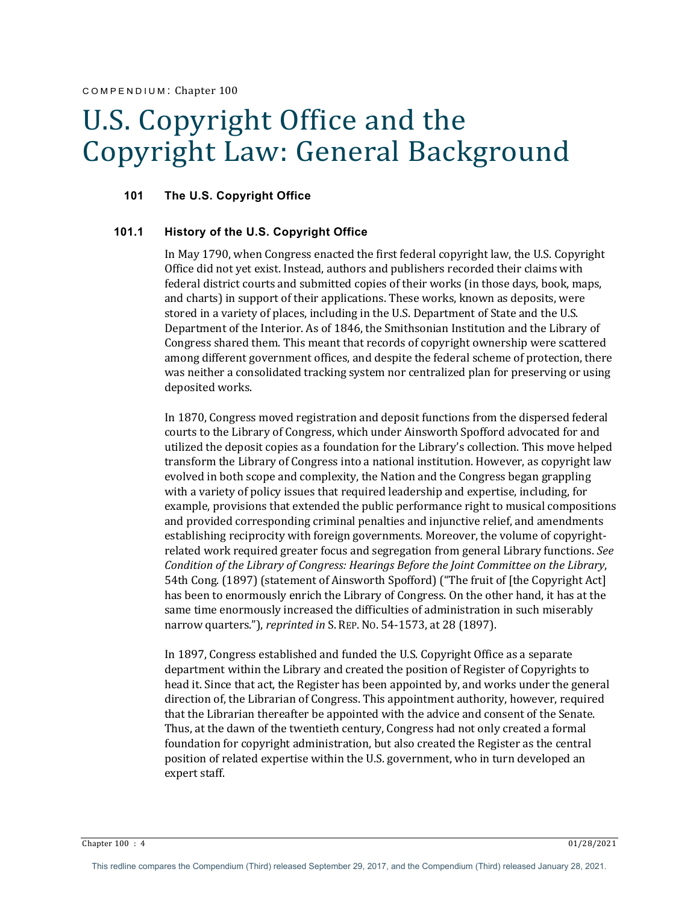COMPENDIUM: Chapter 100

# U.S. Copyright Office and the Copyright Law: General Background

## 101 The U.S. Copyright Office

### 101.1 History of the U.S. Copyright Office

In May 1790, when Congress enacted the first federal copyright law, the U.S. Copyright Office did not yet exist. Instead, authors and publishers recorded their claims with federal district courts and submitted copies of their works (in those days, book, maps, and charts) in support of their applications. These works, known as deposits, were stored in a variety of places, including in the U.S. Department of State and the U.S. Department of the Interior. As of 1846, the Smithsonian Institution and the Library of Congress shared them. This meant that records of copyright ownership were scattered among different government offices, and despite the federal scheme of protection, there was neither a consolidated tracking system nor centralized plan for preserving or using deposited works.

In 1870, Congress moved registration and deposit functions from the dispersed federal courts to the Library of Congress, which under Ainsworth Spofford advocated for and utilized the deposit copies as a foundation for the Library's collection. This move helped transform the Library of Congress into a national institution. However, as copyright law evolved in both scope and complexity, the Nation and the Congress began grappling with a variety of policy issues that required leadership and expertise, including, for example, provisions that extended the public performance right to musical compositions and provided corresponding criminal penalties and injunctive relief, and amendments establishing reciprocity with foreign governments. Moreover, the volume of copyright-related work required greater focus and segregation from general Library functions. *See Condition of the Library of Congress: Hearings Before the Joint Committee on the Library*, 54th Cong. (1897) (statement of Ainsworth Spofford) ("The fruit of [the Copyright Act] has been to enormously enrich the Library of Congress. On the other hand, it has at the same time enormously increased the difficulties of administration in such miserably narrow quarters."), *reprinted in* S. REP. NO. 54-1573, at 28 (1897).

In 1897, Congress established and funded the U.S. Copyright Office as a separate department within the Library and created the position of Register of Copyrights to head it. Since that act, the Register has been appointed by, and works under the general direction of, the Librarian of Congress. This appointment authority, however, required that the Librarian thereafter be appointed with the advice and consent of the Senate. Thus, at the dawn of the twentieth century, Congress had not only created a formal foundation for copyright administration, but also created the Register as the central position of related expertise within the U.S. government, who in turn developed an expert staff.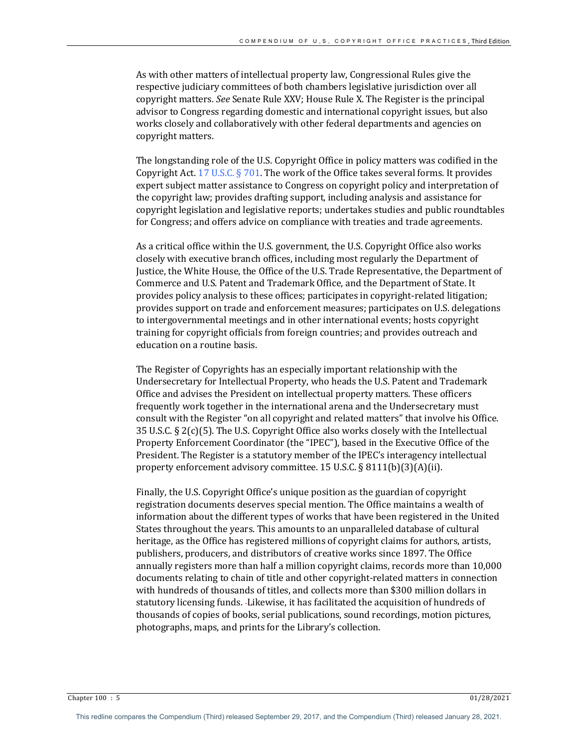As with other matters of intellectual property law, Congressional Rules give the respective judiciary committees of both chambers legislative jurisdiction over all copyright matters. *See* Senate Rule XXV; House Rule X. The Register is the principal advisor to Congress regarding domestic and international copyright issues, but also works closely and collaboratively with other federal departments and agencies on copyright matters.

The longstanding role of the U.S. Copyright Office in policy matters was codified in the Copyright Act. 17 U.S.C. § 701. The work of the Office takes several forms. It provides expert subject matter assistance to Congress on copyright policy and interpretation of the copyright law; provides drafting support, including analysis and assistance for copyright legislation and legislative reports; undertakes studies and public roundtables for Congress; and offers advice on compliance with treaties and trade agreements.

As a critical office within the U.S. government, the U.S. Copyright Office also works closely with executive branch offices, including most regularly the Department of Justice, the White House, the Office of the U.S. Trade Representative, the Department of Commerce and U.S. Patent and Trademark Office, and the Department of State. It provides policy analysis to these offices; participates in copyright-related litigation; provides support on trade and enforcement measures; participates on U.S. delegations to intergovernmental meetings and in other international events; hosts copyright training for copyright officials from foreign countries; and provides outreach and education on a routine basis.

The Register of Copyrights has an especially important relationship with the Undersecretary for Intellectual Property, who heads the U.S. Patent and Trademark Office and advises the President on intellectual property matters. These officers frequently work together in the international arena and the Undersecretary must consult with the Register "on all copyright and related matters" that involve his Office. 35 U.S.C. § 2(c)(5). The U.S. Copyright Office also works closely with the Intellectual Property Enforcement Coordinator (the "IPEC"), based in the Executive Office of the President. The Register is a statutory member of the IPEC's interagency intellectual property enforcement advisory committee. 15 U.S.C. § 8111(b)(3)(A)(ii).

Finally, the U.S. Copyright Office's unique position as the guardian of copyright registration documents deserves special mention. The Office maintains a wealth of information about the different types of works that have been registered in the United States throughout the years. This amounts to an unparalleled database of cultural heritage, as the Office has registered millions of copyright claims for authors, artists, publishers, producers, and distributors of creative works since 1897. The Office annually registers more than half a million copyright claims, records more than 10,000 documents relating to chain of title and other copyright-related matters in connection with hundreds of thousands of titles, and collects more than $300 million dollars in statutory licensing funds. Likewise, it has facilitated the acquisition of hundreds of thousands of copies of books, serial publications, sound recordings, motion pictures, photographs, maps, and prints for the Library's collection.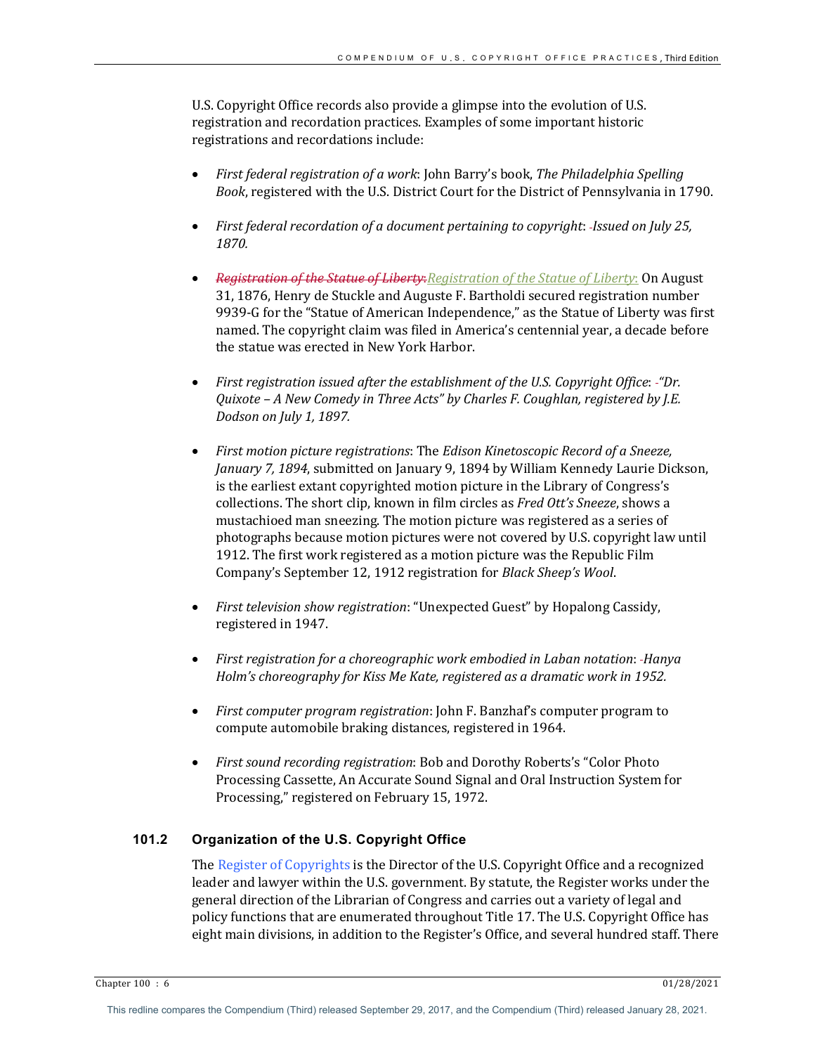U.S. Copyright Office records also provide a glimpse into the evolution of U.S. registration and recordation practices. Examples of some important historic registrations and recordations include:

- *First federal registration of a work*: John Barry's book, *The Philadelphia Spelling Book*, registered with the U.S. District Court for the District of Pennsylvania in 1790.

- *First federal recordation of a document pertaining to copyright*: *Issued on July 25, 1870.*

- ~~*Registration of the Statue of Liberty*:~~*Registration of the Statue of Liberty*: On August 31, 1876, Henry de Stuckle and Auguste F. Bartholdi secured registration number 9939-G for the "Statue of American Independence," as the Statue of Liberty was first named. The copyright claim was filed in America's centennial year, a decade before the statue was erected in New York Harbor.

- *First registration issued after the establishment of the U.S. Copyright Office*: *"Dr. Quixote – A New Comedy in Three Acts" by Charles F. Coughlan, registered by J.E. Dodson on July 1, 1897.*

- *First motion picture registrations*: The *Edison Kinetoscopic Record of a Sneeze, January 7, 1894*, submitted on January 9, 1894 by William Kennedy Laurie Dickson, is the earliest extant copyrighted motion picture in the Library of Congress's collections. The short clip, known in film circles as *Fred Ott's Sneeze*, shows a mustachioed man sneezing. The motion picture was registered as a series of photographs because motion pictures were not covered by U.S. copyright law until 1912. The first work registered as a motion picture was the Republic Film Company's September 12, 1912 registration for *Black Sheep's Wool*.

- *First television show registration*: "Unexpected Guest" by Hopalong Cassidy, registered in 1947.

- *First registration for a choreographic work embodied in Laban notation*: *Hanya Holm's choreography for Kiss Me Kate, registered as a dramatic work in 1952.*

- *First computer program registration*: John F. Banzhaf's computer program to compute automobile braking distances, registered in 1964.

- *First sound recording registration*: Bob and Dorothy Roberts's "Color Photo Processing Cassette, An Accurate Sound Signal and Oral Instruction System for Processing," registered on February 15, 1972.

## 101.2 Organization of the U.S. Copyright Office

The Register of Copyrights is the Director of the U.S. Copyright Office and a recognized leader and lawyer within the U.S. government. By statute, the Register works under the general direction of the Librarian of Congress and carries out a variety of legal and policy functions that are enumerated throughout Title 17. The U.S. Copyright Office has eight main divisions, in addition to the Register's Office, and several hundred staff. There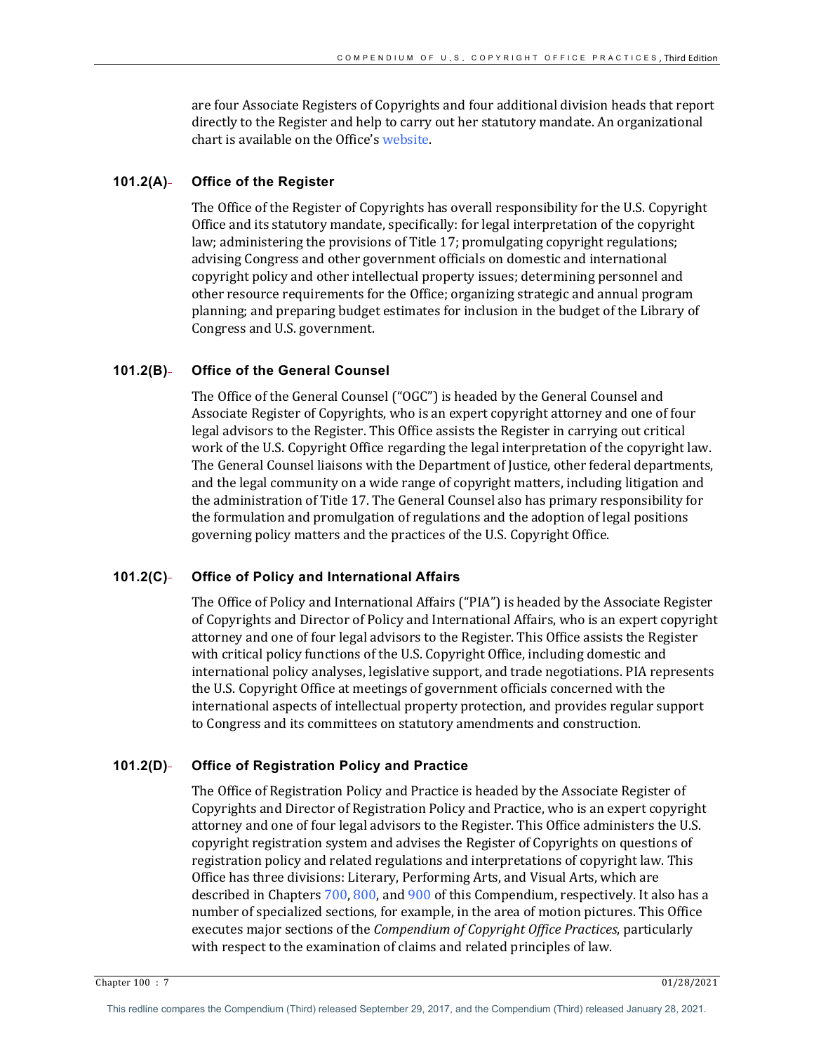are four Associate Registers of Copyrights and four additional division heads that report directly to the Register and help to carry out her statutory mandate. An organizational chart is available on the Office's website.

### 101.2(A) Office of the Register

The Office of the Register of Copyrights has overall responsibility for the U.S. Copyright Office and its statutory mandate, specifically: for legal interpretation of the copyright law; administering the provisions of Title 17; promulgating copyright regulations; advising Congress and other government officials on domestic and international copyright policy and other intellectual property issues; determining personnel and other resource requirements for the Office; organizing strategic and annual program planning; and preparing budget estimates for inclusion in the budget of the Library of Congress and U.S. government.

### 101.2(B) Office of the General Counsel

The Office of the General Counsel ("OGC") is headed by the General Counsel and Associate Register of Copyrights, who is an expert copyright attorney and one of four legal advisors to the Register. This Office assists the Register in carrying out critical work of the U.S. Copyright Office regarding the legal interpretation of the copyright law. The General Counsel liaisons with the Department of Justice, other federal departments, and the legal community on a wide range of copyright matters, including litigation and the administration of Title 17. The General Counsel also has primary responsibility for the formulation and promulgation of regulations and the adoption of legal positions governing policy matters and the practices of the U.S. Copyright Office.

### 101.2(C) Office of Policy and International Affairs

The Office of Policy and International Affairs ("PIA") is headed by the Associate Register of Copyrights and Director of Policy and International Affairs, who is an expert copyright attorney and one of four legal advisors to the Register. This Office assists the Register with critical policy functions of the U.S. Copyright Office, including domestic and international policy analyses, legislative support, and trade negotiations. PIA represents the U.S. Copyright Office at meetings of government officials concerned with the international aspects of intellectual property protection, and provides regular support to Congress and its committees on statutory amendments and construction.

### 101.2(D) Office of Registration Policy and Practice

The Office of Registration Policy and Practice is headed by the Associate Register of Copyrights and Director of Registration Policy and Practice, who is an expert copyright attorney and one of four legal advisors to the Register. This Office administers the U.S. copyright registration system and advises the Register of Copyrights on questions of registration policy and related regulations and interpretations of copyright law. This Office has three divisions: Literary, Performing Arts, and Visual Arts, which are described in Chapters 700, 800, and 900 of this Compendium, respectively. It also has a number of specialized sections, for example, in the area of motion pictures. This Office executes major sections of the *Compendium of Copyright Office Practices*, particularly with respect to the examination of claims and related principles of law.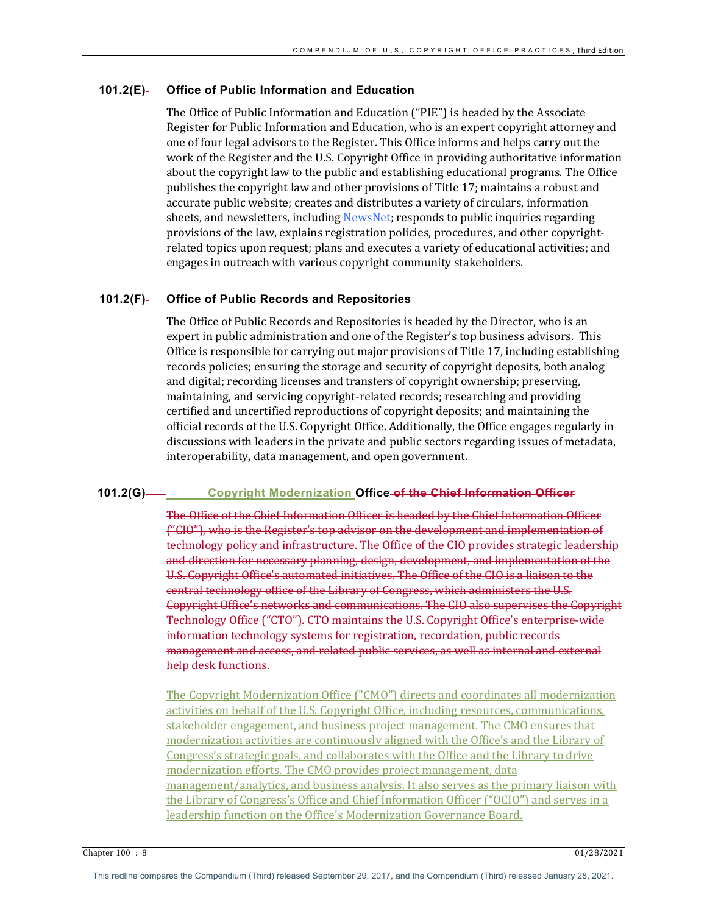### 101.2(E) Office of Public Information and Education

The Office of Public Information and Education ("PIE") is headed by the Associate Register for Public Information and Education, who is an expert copyright attorney and one of four legal advisors to the Register. This Office informs and helps carry out the work of the Register and the U.S. Copyright Office in providing authoritative information about the copyright law to the public and establishing educational programs. The Office publishes the copyright law and other provisions of Title 17; maintains a robust and accurate public website; creates and distributes a variety of circulars, information sheets, and newsletters, including NewsNet; responds to public inquiries regarding provisions of the law, explains registration policies, procedures, and other copyright-related topics upon request; plans and executes a variety of educational activities; and engages in outreach with various copyright community stakeholders.

### 101.2(F) Office of Public Records and Repositories

The Office of Public Records and Repositories is headed by the Director, who is an expert in public administration and one of the Register's top business advisors. This Office is responsible for carrying out major provisions of Title 17, including establishing records policies; ensuring the storage and security of copyright deposits, both analog and digital; recording licenses and transfers of copyright ownership; preserving, maintaining, and servicing copyright-related records; researching and providing certified and uncertified reproductions of copyright deposits; and maintaining the official records of the U.S. Copyright Office. Additionally, the Office engages regularly in discussions with leaders in the private and public sectors regarding issues of metadata, interoperability, data management, and open government.

### 101.2(G) Copyright Modernization Office ~~of the Chief Information Officer~~

~~The Office of the Chief Information Officer is headed by the Chief Information Officer ("CIO"), who is the Register's top advisor on the development and implementation of technology policy and infrastructure. The Office of the CIO provides strategic leadership and direction for necessary planning, design, development, and implementation of the U.S. Copyright Office's automated initiatives. The Office of the CIO is a liaison to the central technology office of the Library of Congress, which administers the U.S. Copyright Office's networks and communications. The CIO also supervises the Copyright Technology Office ("CTO"). CTO maintains the U.S. Copyright Office's enterprise-wide information technology systems for registration, recordation, public records management and access, and related public services, as well as internal and external help desk functions.~~

The Copyright Modernization Office ("CMO") directs and coordinates all modernization activities on behalf of the U.S. Copyright Office, including resources, communications, stakeholder engagement, and business project management. The CMO ensures that modernization activities are continuously aligned with the Office's and the Library of Congress's strategic goals, and collaborates with the Office and the Library to drive modernization efforts. The CMO provides project management, data management/analytics, and business analysis. It also serves as the primary liaison with the Library of Congress's Office and Chief Information Officer ("OCIO") and serves in a leadership function on the Office's Modernization Governance Board.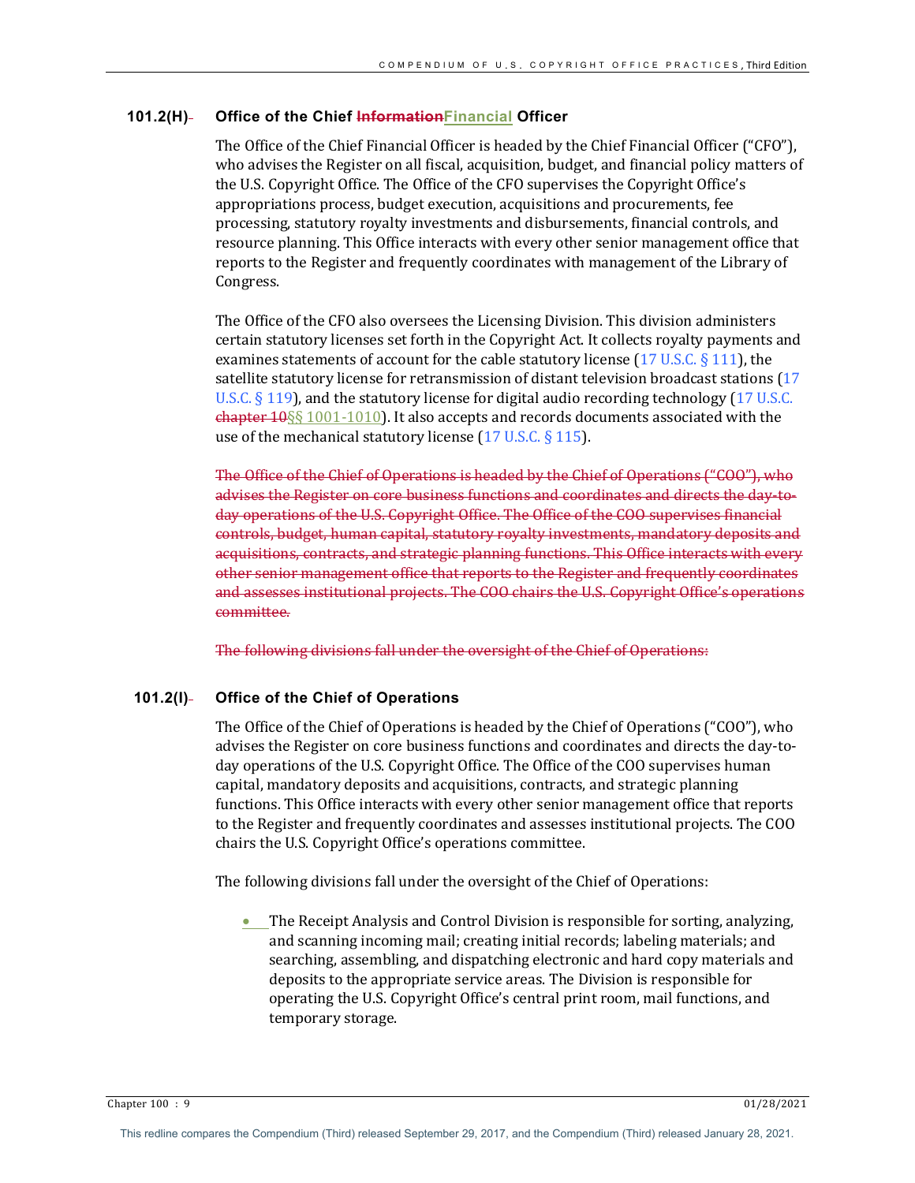### 101.2(H) Office of the Chief ~~Information~~Financial Officer

The Office of the Chief Financial Officer is headed by the Chief Financial Officer ("CFO"), who advises the Register on all fiscal, acquisition, budget, and financial policy matters of the U.S. Copyright Office. The Office of the CFO supervises the Copyright Office's appropriations process, budget execution, acquisitions and procurements, fee processing, statutory royalty investments and disbursements, financial controls, and resource planning. This Office interacts with every other senior management office that reports to the Register and frequently coordinates with management of the Library of Congress.

The Office of the CFO also oversees the Licensing Division. This division administers certain statutory licenses set forth in the Copyright Act. It collects royalty payments and examines statements of account for the cable statutory license (17 U.S.C. § 111), the satellite statutory license for retransmission of distant television broadcast stations (17 U.S.C. § 119), and the statutory license for digital audio recording technology (17 U.S.C. ~~chapter 10~~§§ 1001-1010). It also accepts and records documents associated with the use of the mechanical statutory license (17 U.S.C. § 115).

~~The Office of the Chief of Operations is headed by the Chief of Operations ("COO"), who advises the Register on core business functions and coordinates and directs the day-to-day operations of the U.S. Copyright Office. The Office of the COO supervises financial controls, budget, human capital, statutory royalty investments, mandatory deposits and acquisitions, contracts, and strategic planning functions. This Office interacts with every other senior management office that reports to the Register and frequently coordinates and assesses institutional projects. The COO chairs the U.S. Copyright Office's operations committee.~~

~~The following divisions fall under the oversight of the Chief of Operations:~~

### 101.2(I) Office of the Chief of Operations

The Office of the Chief of Operations is headed by the Chief of Operations ("COO"), who advises the Register on core business functions and coordinates and directs the day-to-day operations of the U.S. Copyright Office. The Office of the COO supervises human capital, mandatory deposits and acquisitions, contracts, and strategic planning functions. This Office interacts with every other senior management office that reports to the Register and frequently coordinates and assesses institutional projects. The COO chairs the U.S. Copyright Office's operations committee.

The following divisions fall under the oversight of the Chief of Operations:

- The Receipt Analysis and Control Division is responsible for sorting, analyzing, and scanning incoming mail; creating initial records; labeling materials; and searching, assembling, and dispatching electronic and hard copy materials and deposits to the appropriate service areas. The Division is responsible for operating the U.S. Copyright Office's central print room, mail functions, and temporary storage.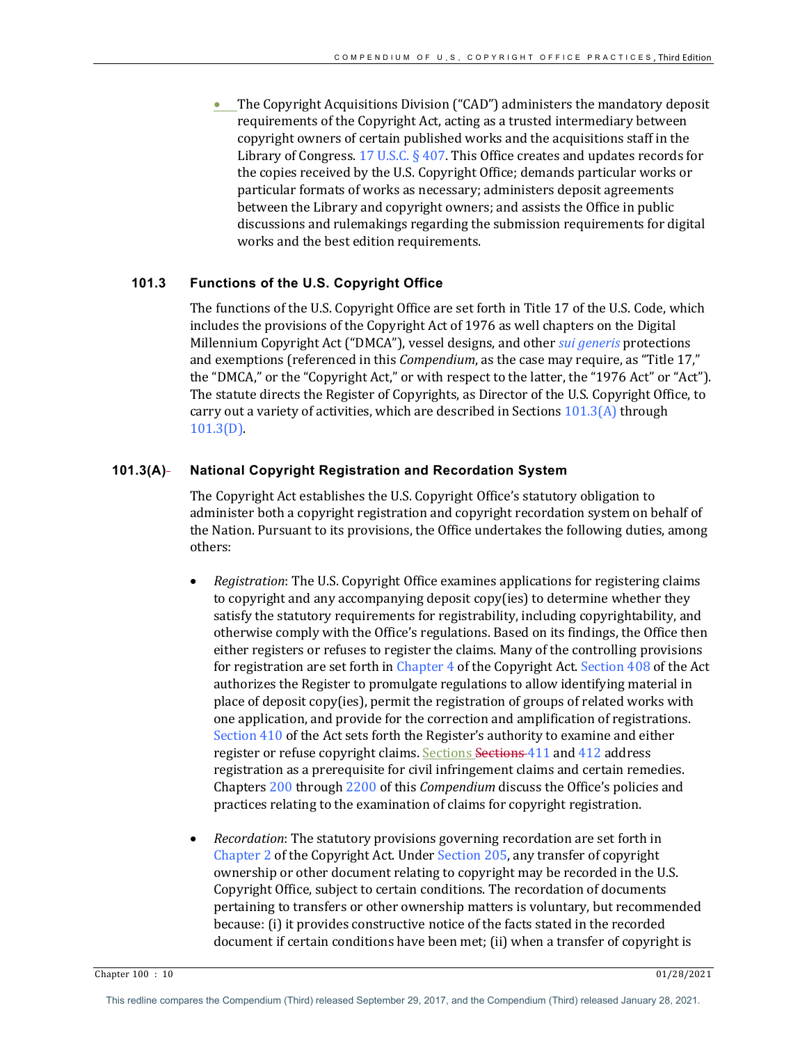- The Copyright Acquisitions Division ("CAD") administers the mandatory deposit requirements of the Copyright Act, acting as a trusted intermediary between copyright owners of certain published works and the acquisitions staff in the Library of Congress. 17 U.S.C. § 407. This Office creates and updates records for the copies received by the U.S. Copyright Office; demands particular works or particular formats of works as necessary; administers deposit agreements between the Library and copyright owners; and assists the Office in public discussions and rulemakings regarding the submission requirements for digital works and the best edition requirements.

### 101.3 Functions of the U.S. Copyright Office

The functions of the U.S. Copyright Office are set forth in Title 17 of the U.S. Code, which includes the provisions of the Copyright Act of 1976 as well chapters on the Digital Millennium Copyright Act ("DMCA"), vessel designs, and other *sui generis* protections and exemptions (referenced in this *Compendium*, as the case may require, as "Title 17," the "DMCA," or the "Copyright Act," or with respect to the latter, the "1976 Act" or "Act"). The statute directs the Register of Copyrights, as Director of the U.S. Copyright Office, to carry out a variety of activities, which are described in Sections 101.3(A) through 101.3(D).

### 101.3(A) National Copyright Registration and Recordation System

The Copyright Act establishes the U.S. Copyright Office's statutory obligation to administer both a copyright registration and copyright recordation system on behalf of the Nation. Pursuant to its provisions, the Office undertakes the following duties, among others:

- *Registration*: The U.S. Copyright Office examines applications for registering claims to copyright and any accompanying deposit copy(ies) to determine whether they satisfy the statutory requirements for registrability, including copyrightability, and otherwise comply with the Office's regulations. Based on its findings, the Office then either registers or refuses to register the claims. Many of the controlling provisions for registration are set forth in Chapter 4 of the Copyright Act. Section 408 of the Act authorizes the Register to promulgate regulations to allow identifying material in place of deposit copy(ies), permit the registration of groups of related works with one application, and provide for the correction and amplification of registrations. Section 410 of the Act sets forth the Register's authority to examine and either register or refuse copyright claims. Sections ~~Sections~~ 411 and 412 address registration as a prerequisite for civil infringement claims and certain remedies. Chapters 200 through 2200 of this *Compendium* discuss the Office's policies and practices relating to the examination of claims for copyright registration.

- *Recordation*: The statutory provisions governing recordation are set forth in Chapter 2 of the Copyright Act. Under Section 205, any transfer of copyright ownership or other document relating to copyright may be recorded in the U.S. Copyright Office, subject to certain conditions. The recordation of documents pertaining to transfers or other ownership matters is voluntary, but recommended because: (i) it provides constructive notice of the facts stated in the recorded document if certain conditions have been met; (ii) when a transfer of copyright is

This redline compares the Compendium (Third) released September 29, 2017, and the Compendium (Third) released January 28, 2021.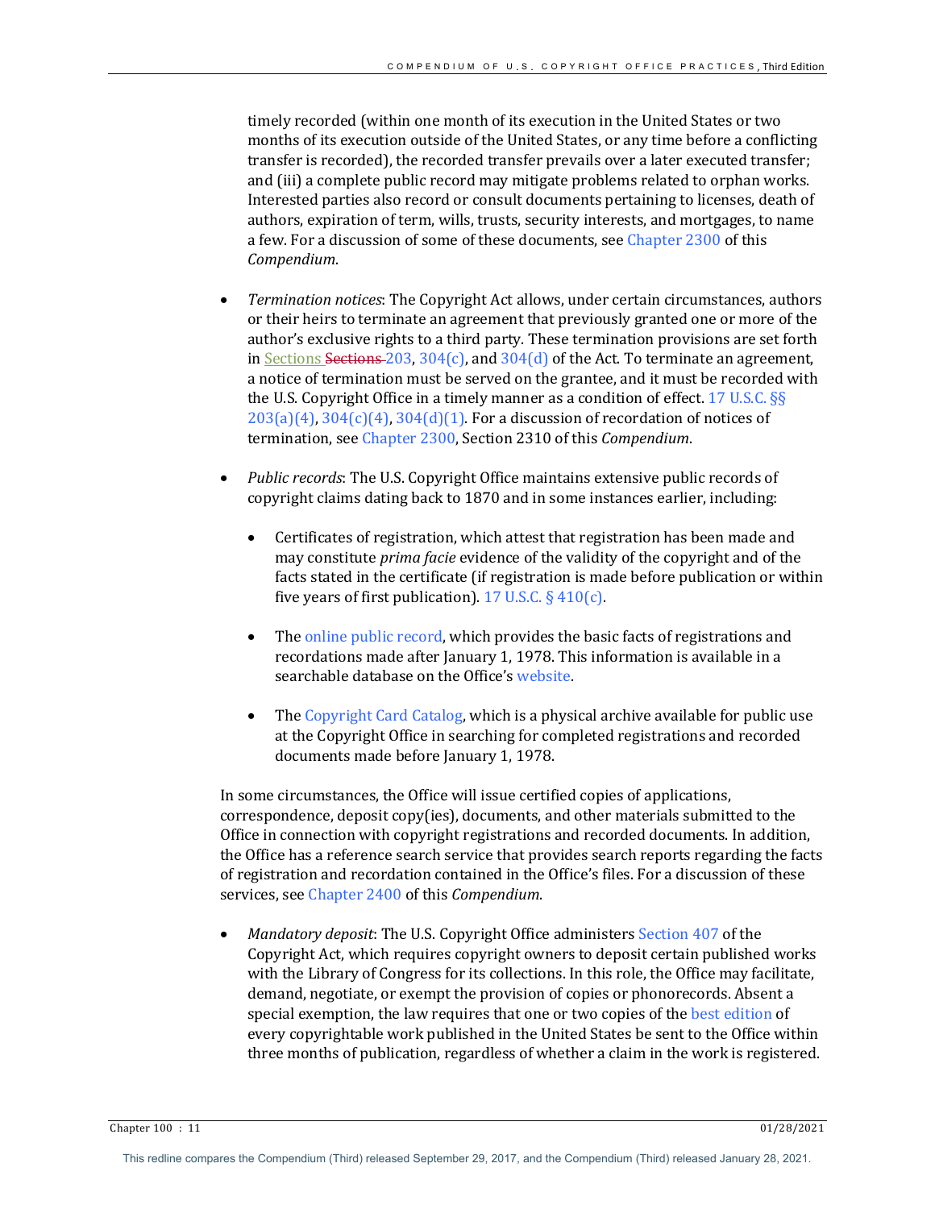timely recorded (within one month of its execution in the United States or two months of its execution outside of the United States, or any time before a conflicting transfer is recorded), the recorded transfer prevails over a later executed transfer; and (iii) a complete public record may mitigate problems related to orphan works. Interested parties also record or consult documents pertaining to licenses, death of authors, expiration of term, wills, trusts, security interests, and mortgages, to name a few. For a discussion of some of these documents, see Chapter 2300 of this *Compendium*.

- *Termination notices*: The Copyright Act allows, under certain circumstances, authors or their heirs to terminate an agreement that previously granted one or more of the author's exclusive rights to a third party. These termination provisions are set forth in Sections ~~Sections~~ 203, 304(c), and 304(d) of the Act. To terminate an agreement, a notice of termination must be served on the grantee, and it must be recorded with the U.S. Copyright Office in a timely manner as a condition of effect. 17 U.S.C. §§ 203(a)(4), 304(c)(4), 304(d)(1). For a discussion of recordation of notices of termination, see Chapter 2300, Section 2310 of this *Compendium*.

- *Public records*: The U.S. Copyright Office maintains extensive public records of copyright claims dating back to 1870 and in some instances earlier, including:

  - Certificates of registration, which attest that registration has been made and may constitute *prima facie* evidence of the validity of the copyright and of the facts stated in the certificate (if registration is made before publication or within five years of first publication). 17 U.S.C. § 410(c).

  - The online public record, which provides the basic facts of registrations and recordations made after January 1, 1978. This information is available in a searchable database on the Office's website.

  - The Copyright Card Catalog, which is a physical archive available for public use at the Copyright Office in searching for completed registrations and recorded documents made before January 1, 1978.

In some circumstances, the Office will issue certified copies of applications, correspondence, deposit copy(ies), documents, and other materials submitted to the Office in connection with copyright registrations and recorded documents. In addition, the Office has a reference search service that provides search reports regarding the facts of registration and recordation contained in the Office's files. For a discussion of these services, see Chapter 2400 of this *Compendium*.

- *Mandatory deposit*: The U.S. Copyright Office administers Section 407 of the Copyright Act, which requires copyright owners to deposit certain published works with the Library of Congress for its collections. In this role, the Office may facilitate, demand, negotiate, or exempt the provision of copies or phonorecords. Absent a special exemption, the law requires that one or two copies of the best edition of every copyrightable work published in the United States be sent to the Office within three months of publication, regardless of whether a claim in the work is registered.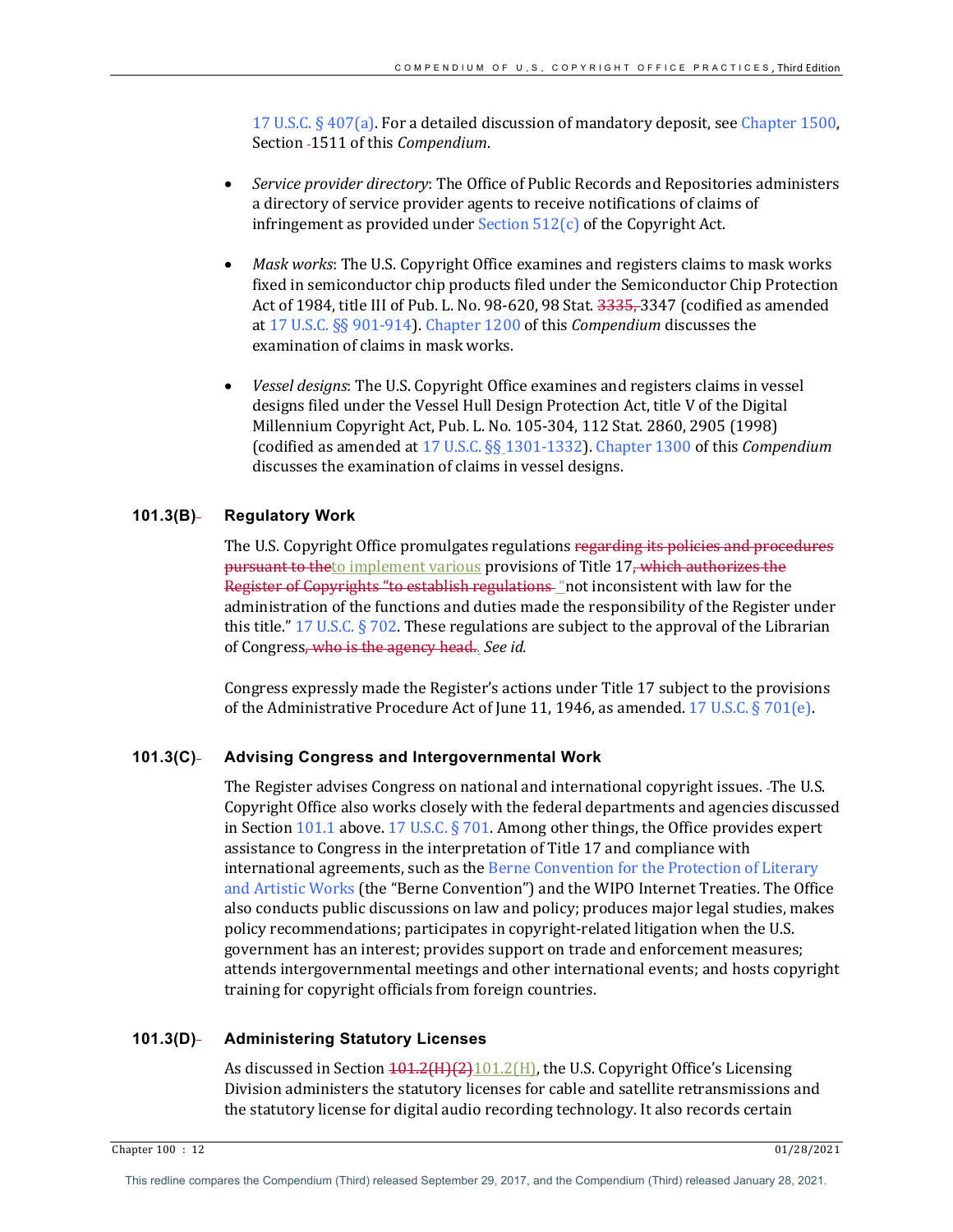17 U.S.C. § 407(a). For a detailed discussion of mandatory deposit, see Chapter 1500, Section 1511 of this *Compendium*.

- *Service provider directory*: The Office of Public Records and Repositories administers a directory of service provider agents to receive notifications of claims of infringement as provided under Section 512(c) of the Copyright Act.

- *Mask works*: The U.S. Copyright Office examines and registers claims to mask works fixed in semiconductor chip products filed under the Semiconductor Chip Protection Act of 1984, title III of Pub. L. No. 98-620, 98 Stat. ~~3335,~~ 3347 (codified as amended at 17 U.S.C. §§ 901-914). Chapter 1200 of this *Compendium* discusses the examination of claims in mask works.

- *Vessel designs*: The U.S. Copyright Office examines and registers claims in vessel designs filed under the Vessel Hull Design Protection Act, title V of the Digital Millennium Copyright Act, Pub. L. No. 105-304, 112 Stat. 2860, 2905 (1998) (codified as amended at 17 U.S.C. §§ 1301-1332). Chapter 1300 of this *Compendium* discusses the examination of claims in vessel designs.

### 101.3(B) Regulatory Work

The U.S. Copyright Office promulgates regulations ~~regarding its policies and procedures pursuant to the~~to implement various provisions of Title 17~~, which authorizes the Register of Copyrights "to establish regulations~~ "not inconsistent with law for the administration of the functions and duties made the responsibility of the Register under this title." 17 U.S.C. § 702. These regulations are subject to the approval of the Librarian of Congress~~, who is the agency head.~~. *See id.*

Congress expressly made the Register's actions under Title 17 subject to the provisions of the Administrative Procedure Act of June 11, 1946, as amended. 17 U.S.C. § 701(e).

### 101.3(C) Advising Congress and Intergovernmental Work

The Register advises Congress on national and international copyright issues. The U.S. Copyright Office also works closely with the federal departments and agencies discussed in Section 101.1 above. 17 U.S.C. § 701. Among other things, the Office provides expert assistance to Congress in the interpretation of Title 17 and compliance with international agreements, such as the Berne Convention for the Protection of Literary and Artistic Works (the "Berne Convention") and the WIPO Internet Treaties. The Office also conducts public discussions on law and policy; produces major legal studies, makes policy recommendations; participates in copyright-related litigation when the U.S. government has an interest; provides support on trade and enforcement measures; attends intergovernmental meetings and other international events; and hosts copyright training for copyright officials from foreign countries.

### 101.3(D) Administering Statutory Licenses

As discussed in Section ~~101.2(H)(2)~~101.2(H), the U.S. Copyright Office's Licensing Division administers the statutory licenses for cable and satellite retransmissions and the statutory license for digital audio recording technology. It also records certain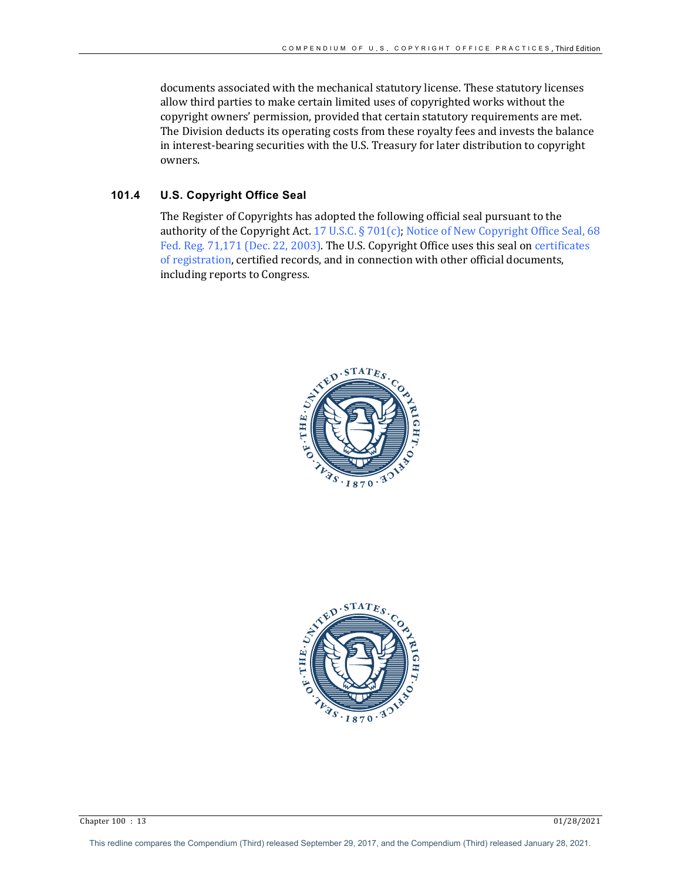documents associated with the mechanical statutory license. These statutory licenses allow third parties to make certain limited uses of copyrighted works without the copyright owners' permission, provided that certain statutory requirements are met. The Division deducts its operating costs from these royalty fees and invests the balance in interest-bearing securities with the U.S. Treasury for later distribution to copyright owners.

### 101.4 U.S. Copyright Office Seal

The Register of Copyrights has adopted the following official seal pursuant to the authority of the Copyright Act. 17 U.S.C. § 701(c); Notice of New Copyright Office Seal, 68 Fed. Reg. 71,171 (Dec. 22, 2003). The U.S. Copyright Office uses this seal on certificates of registration, certified records, and in connection with other official documents, including reports to Congress.

This redline compares the Compendium (Third) released September 29, 2017, and the Compendium (Third) released January 28, 2021.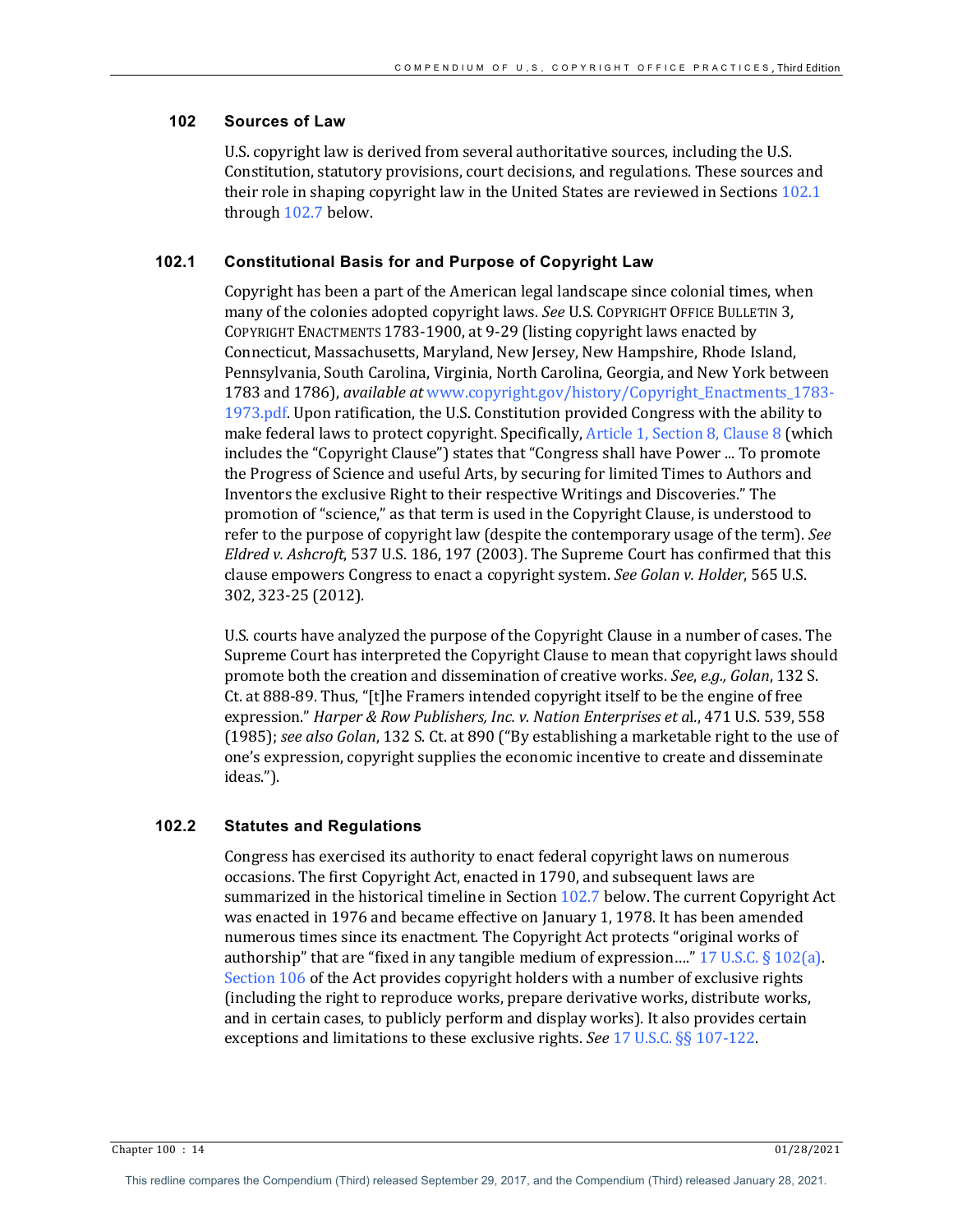## 102 Sources of Law

U.S. copyright law is derived from several authoritative sources, including the U.S. Constitution, statutory provisions, court decisions, and regulations. These sources and their role in shaping copyright law in the United States are reviewed in Sections 102.1 through 102.7 below.

## 102.1 Constitutional Basis for and Purpose of Copyright Law

Copyright has been a part of the American legal landscape since colonial times, when many of the colonies adopted copyright laws. *See* U.S. COPYRIGHT OFFICE BULLETIN 3, COPYRIGHT ENACTMENTS 1783-1900, at 9-29 (listing copyright laws enacted by Connecticut, Massachusetts, Maryland, New Jersey, New Hampshire, Rhode Island, Pennsylvania, South Carolina, Virginia, North Carolina, Georgia, and New York between 1783 and 1786), *available at* www.copyright.gov/history/Copyright_Enactments_1783-1973.pdf. Upon ratification, the U.S. Constitution provided Congress with the ability to make federal laws to protect copyright. Specifically, Article 1, Section 8, Clause 8 (which includes the "Copyright Clause") states that "Congress shall have Power ... To promote the Progress of Science and useful Arts, by securing for limited Times to Authors and Inventors the exclusive Right to their respective Writings and Discoveries." The promotion of "science," as that term is used in the Copyright Clause, is understood to refer to the purpose of copyright law (despite the contemporary usage of the term). *See Eldred v. Ashcroft*, 537 U.S. 186, 197 (2003). The Supreme Court has confirmed that this clause empowers Congress to enact a copyright system. *See Golan v. Holder*, 565 U.S. 302, 323-25 (2012).

U.S. courts have analyzed the purpose of the Copyright Clause in a number of cases. The Supreme Court has interpreted the Copyright Clause to mean that copyright laws should promote both the creation and dissemination of creative works. *See*, *e.g., Golan*, 132 S. Ct. at 888-89. Thus, "[t]he Framers intended copyright itself to be the engine of free expression." *Harper & Row Publishers, Inc. v. Nation Enterprises et a*l., 471 U.S. 539, 558 (1985); *see also Golan*, 132 S. Ct. at 890 ("By establishing a marketable right to the use of one's expression, copyright supplies the economic incentive to create and disseminate ideas.").

## 102.2 Statutes and Regulations

Congress has exercised its authority to enact federal copyright laws on numerous occasions. The first Copyright Act, enacted in 1790, and subsequent laws are summarized in the historical timeline in Section 102.7 below. The current Copyright Act was enacted in 1976 and became effective on January 1, 1978. It has been amended numerous times since its enactment. The Copyright Act protects "original works of authorship" that are "fixed in any tangible medium of expression…." 17 U.S.C. § 102(a). Section 106 of the Act provides copyright holders with a number of exclusive rights (including the right to reproduce works, prepare derivative works, distribute works, and in certain cases, to publicly perform and display works). It also provides certain exceptions and limitations to these exclusive rights. *See* 17 U.S.C. §§ 107-122.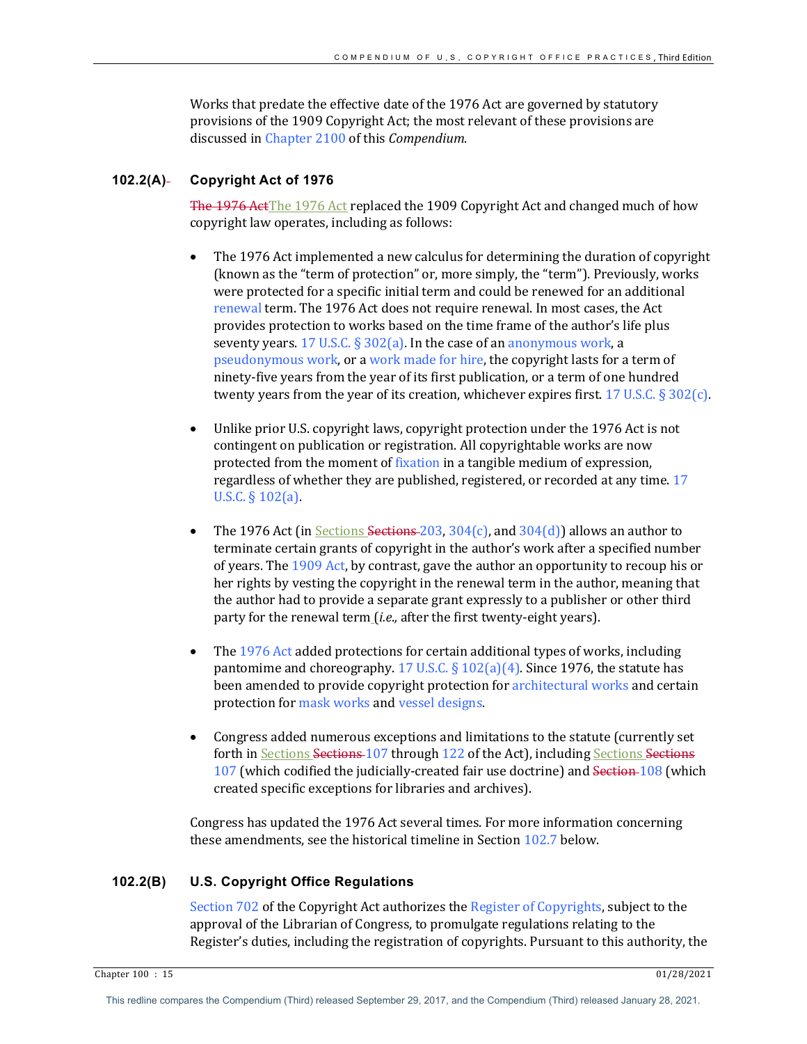Works that predate the effective date of the 1976 Act are governed by statutory provisions of the 1909 Copyright Act; the most relevant of these provisions are discussed in Chapter 2100 of this *Compendium*.

### 102.2(A) Copyright Act of 1976

~~The 1976 Act~~The 1976 Act replaced the 1909 Copyright Act and changed much of how copyright law operates, including as follows:

- The 1976 Act implemented a new calculus for determining the duration of copyright (known as the "term of protection" or, more simply, the "term"). Previously, works were protected for a specific initial term and could be renewed for an additional renewal term. The 1976 Act does not require renewal. In most cases, the Act provides protection to works based on the time frame of the author's life plus seventy years. 17 U.S.C. § 302(a). In the case of an anonymous work, a pseudonymous work, or a work made for hire, the copyright lasts for a term of ninety-five years from the year of its first publication, or a term of one hundred twenty years from the year of its creation, whichever expires first. 17 U.S.C. § 302(c).

- Unlike prior U.S. copyright laws, copyright protection under the 1976 Act is not contingent on publication or registration. All copyrightable works are now protected from the moment of fixation in a tangible medium of expression, regardless of whether they are published, registered, or recorded at any time. 17 U.S.C. § 102(a).

- The 1976 Act (in Sections ~~Sections~~ 203, 304(c), and 304(d)) allows an author to terminate certain grants of copyright in the author's work after a specified number of years. The 1909 Act, by contrast, gave the author an opportunity to recoup his or her rights by vesting the copyright in the renewal term in the author, meaning that the author had to provide a separate grant expressly to a publisher or other third party for the renewal term (*i.e.,* after the first twenty-eight years).

- The 1976 Act added protections for certain additional types of works, including pantomime and choreography. 17 U.S.C. § 102(a)(4). Since 1976, the statute has been amended to provide copyright protection for architectural works and certain protection for mask works and vessel designs.

- Congress added numerous exceptions and limitations to the statute (currently set forth in Sections ~~Sections~~ 107 through 122 of the Act), including Sections ~~Sections~~ 107 (which codified the judicially-created fair use doctrine) and ~~Section~~ 108 (which created specific exceptions for libraries and archives).

Congress has updated the 1976 Act several times. For more information concerning these amendments, see the historical timeline in Section 102.7 below.

### 102.2(B) U.S. Copyright Office Regulations

Section 702 of the Copyright Act authorizes the Register of Copyrights, subject to the approval of the Librarian of Congress, to promulgate regulations relating to the Register's duties, including the registration of copyrights. Pursuant to this authority, the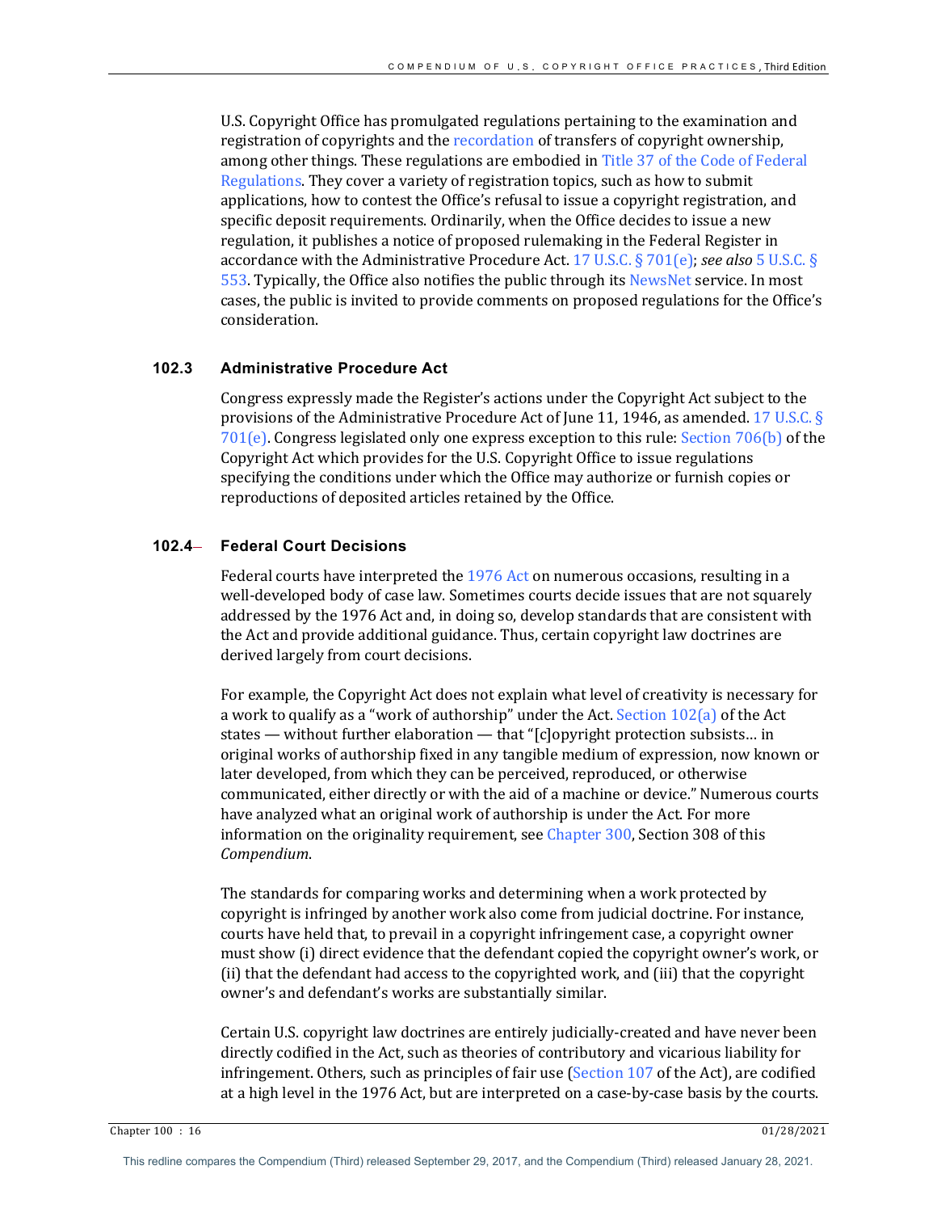U.S. Copyright Office has promulgated regulations pertaining to the examination and registration of copyrights and the recordation of transfers of copyright ownership, among other things. These regulations are embodied in Title 37 of the Code of Federal Regulations. They cover a variety of registration topics, such as how to submit applications, how to contest the Office's refusal to issue a copyright registration, and specific deposit requirements. Ordinarily, when the Office decides to issue a new regulation, it publishes a notice of proposed rulemaking in the Federal Register in accordance with the Administrative Procedure Act. 17 U.S.C. § 701(e); *see also* 5 U.S.C. § 553. Typically, the Office also notifies the public through its NewsNet service. In most cases, the public is invited to provide comments on proposed regulations for the Office's consideration.

### 102.3 Administrative Procedure Act

Congress expressly made the Register's actions under the Copyright Act subject to the provisions of the Administrative Procedure Act of June 11, 1946, as amended. 17 U.S.C. § 701(e). Congress legislated only one express exception to this rule: Section 706(b) of the Copyright Act which provides for the U.S. Copyright Office to issue regulations specifying the conditions under which the Office may authorize or furnish copies or reproductions of deposited articles retained by the Office.

### 102.4 Federal Court Decisions

Federal courts have interpreted the 1976 Act on numerous occasions, resulting in a well-developed body of case law. Sometimes courts decide issues that are not squarely addressed by the 1976 Act and, in doing so, develop standards that are consistent with the Act and provide additional guidance. Thus, certain copyright law doctrines are derived largely from court decisions.

For example, the Copyright Act does not explain what level of creativity is necessary for a work to qualify as a "work of authorship" under the Act. Section 102(a) of the Act states — without further elaboration — that "[c]opyright protection subsists… in original works of authorship fixed in any tangible medium of expression, now known or later developed, from which they can be perceived, reproduced, or otherwise communicated, either directly or with the aid of a machine or device." Numerous courts have analyzed what an original work of authorship is under the Act. For more information on the originality requirement, see Chapter 300, Section 308 of this *Compendium*.

The standards for comparing works and determining when a work protected by copyright is infringed by another work also come from judicial doctrine. For instance, courts have held that, to prevail in a copyright infringement case, a copyright owner must show (i) direct evidence that the defendant copied the copyright owner's work, or (ii) that the defendant had access to the copyrighted work, and (iii) that the copyright owner's and defendant's works are substantially similar.

Certain U.S. copyright law doctrines are entirely judicially-created and have never been directly codified in the Act, such as theories of contributory and vicarious liability for infringement. Others, such as principles of fair use (Section 107 of the Act), are codified at a high level in the 1976 Act, but are interpreted on a case-by-case basis by the courts.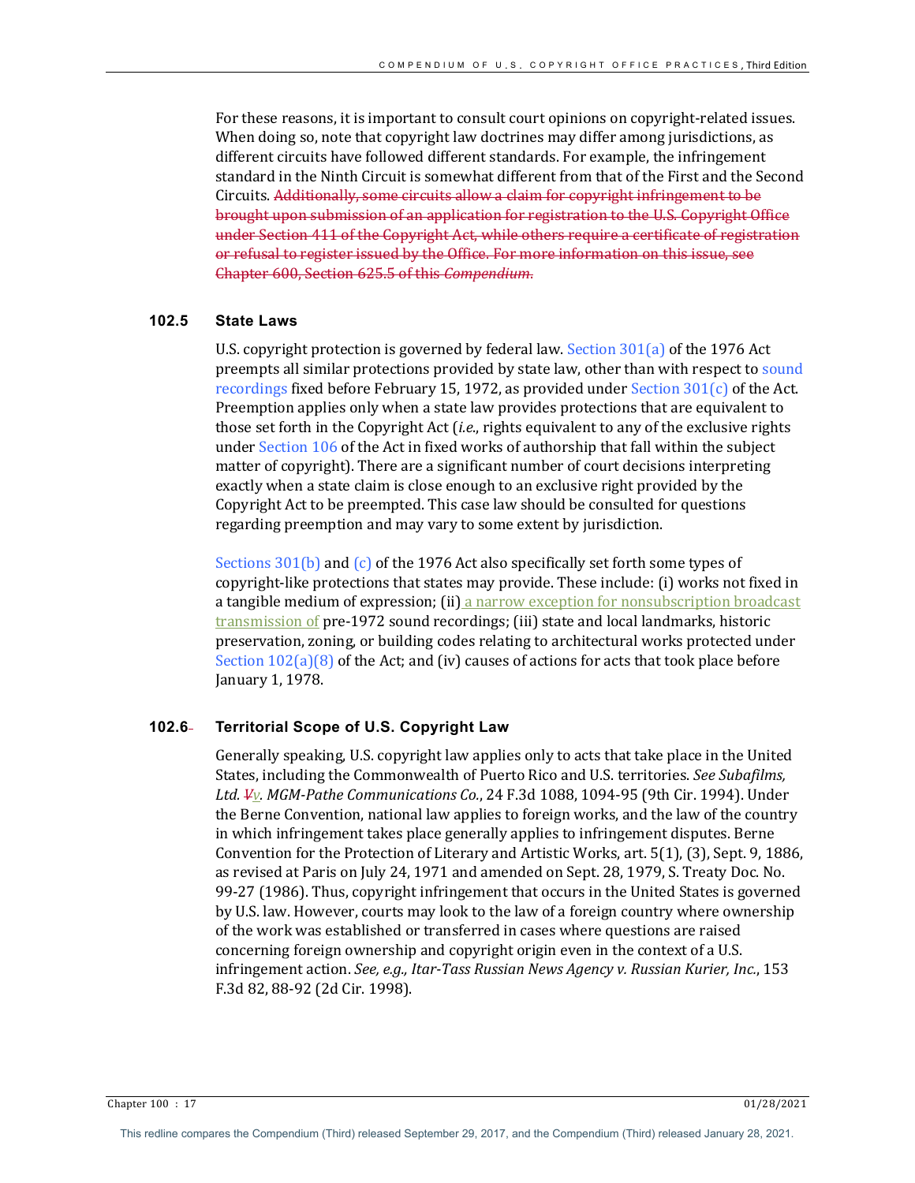For these reasons, it is important to consult court opinions on copyright-related issues. When doing so, note that copyright law doctrines may differ among jurisdictions, as different circuits have followed different standards. For example, the infringement standard in the Ninth Circuit is somewhat different from that of the First and the Second Circuits. ~~Additionally, some circuits allow a claim for copyright infringement to be brought upon submission of an application for registration to the U.S. Copyright Office under Section 411 of the Copyright Act, while others require a certificate of registration or refusal to register issued by the Office. For more information on this issue, see Chapter 600, Section 625.5 of this *Compendium*.~~

### 102.5 State Laws

U.S. copyright protection is governed by federal law. Section 301(a) of the 1976 Act preempts all similar protections provided by state law, other than with respect to sound recordings fixed before February 15, 1972, as provided under Section 301(c) of the Act. Preemption applies only when a state law provides protections that are equivalent to those set forth in the Copyright Act (*i.e.*, rights equivalent to any of the exclusive rights under Section 106 of the Act in fixed works of authorship that fall within the subject matter of copyright). There are a significant number of court decisions interpreting exactly when a state claim is close enough to an exclusive right provided by the Copyright Act to be preempted. This case law should be consulted for questions regarding preemption and may vary to some extent by jurisdiction.

Sections 301(b) and (c) of the 1976 Act also specifically set forth some types of copyright-like protections that states may provide. These include: (i) works not fixed in a tangible medium of expression; (ii) a narrow exception for nonsubscription broadcast transmission of pre-1972 sound recordings; (iii) state and local landmarks, historic preservation, zoning, or building codes relating to architectural works protected under Section 102(a)(8) of the Act; and (iv) causes of actions for acts that took place before January 1, 1978.

### 102.6 Territorial Scope of U.S. Copyright Law

Generally speaking, U.S. copyright law applies only to acts that take place in the United States, including the Commonwealth of Puerto Rico and U.S. territories. *See Subafilms, Ltd. ~~V~~v. MGM-Pathe Communications Co.*, 24 F.3d 1088, 1094-95 (9th Cir. 1994). Under the Berne Convention, national law applies to foreign works, and the law of the country in which infringement takes place generally applies to infringement disputes. Berne Convention for the Protection of Literary and Artistic Works, art. 5(1), (3), Sept. 9, 1886, as revised at Paris on July 24, 1971 and amended on Sept. 28, 1979, S. Treaty Doc. No. 99-27 (1986). Thus, copyright infringement that occurs in the United States is governed by U.S. law. However, courts may look to the law of a foreign country where ownership of the work was established or transferred in cases where questions are raised concerning foreign ownership and copyright origin even in the context of a U.S. infringement action. *See, e.g., Itar-Tass Russian News Agency v. Russian Kurier, Inc.*, 153 F.3d 82, 88-92 (2d Cir. 1998).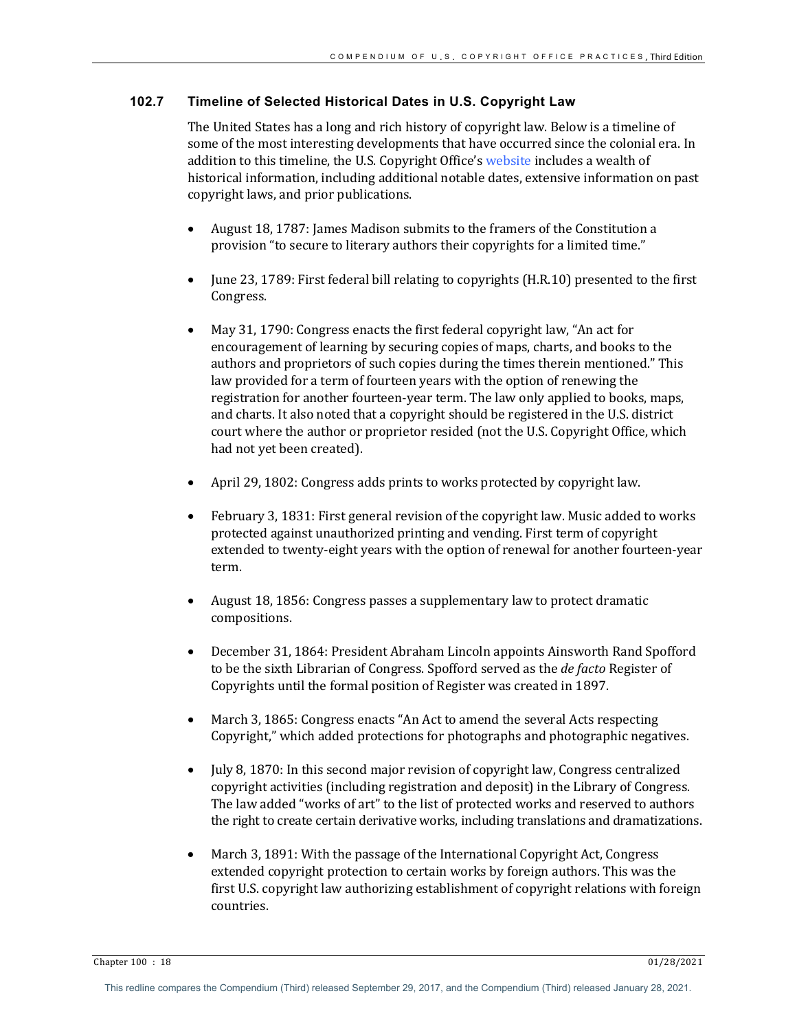### 102.7 Timeline of Selected Historical Dates in U.S. Copyright Law

The United States has a long and rich history of copyright law. Below is a timeline of some of the most interesting developments that have occurred since the colonial era. In addition to this timeline, the U.S. Copyright Office's website includes a wealth of historical information, including additional notable dates, extensive information on past copyright laws, and prior publications.

- August 18, 1787: James Madison submits to the framers of the Constitution a provision "to secure to literary authors their copyrights for a limited time."

- June 23, 1789: First federal bill relating to copyrights (H.R.10) presented to the first Congress.

- May 31, 1790: Congress enacts the first federal copyright law, "An act for encouragement of learning by securing copies of maps, charts, and books to the authors and proprietors of such copies during the times therein mentioned." This law provided for a term of fourteen years with the option of renewing the registration for another fourteen-year term. The law only applied to books, maps, and charts. It also noted that a copyright should be registered in the U.S. district court where the author or proprietor resided (not the U.S. Copyright Office, which had not yet been created).

- April 29, 1802: Congress adds prints to works protected by copyright law.

- February 3, 1831: First general revision of the copyright law. Music added to works protected against unauthorized printing and vending. First term of copyright extended to twenty-eight years with the option of renewal for another fourteen-year term.

- August 18, 1856: Congress passes a supplementary law to protect dramatic compositions.

- December 31, 1864: President Abraham Lincoln appoints Ainsworth Rand Spofford to be the sixth Librarian of Congress. Spofford served as the *de facto* Register of Copyrights until the formal position of Register was created in 1897.

- March 3, 1865: Congress enacts "An Act to amend the several Acts respecting Copyright," which added protections for photographs and photographic negatives.

- July 8, 1870: In this second major revision of copyright law, Congress centralized copyright activities (including registration and deposit) in the Library of Congress. The law added "works of art" to the list of protected works and reserved to authors the right to create certain derivative works, including translations and dramatizations.

- March 3, 1891: With the passage of the International Copyright Act, Congress extended copyright protection to certain works by foreign authors. This was the first U.S. copyright law authorizing establishment of copyright relations with foreign countries.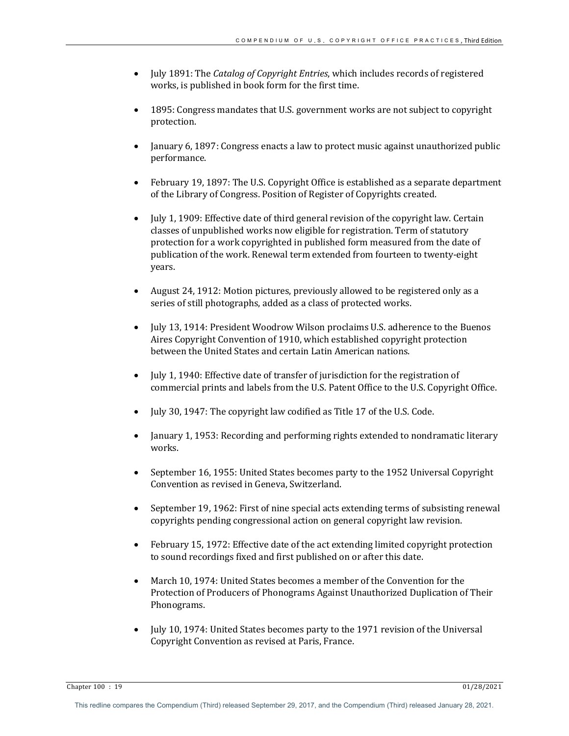- July 1891: The *Catalog of Copyright Entries*, which includes records of registered works, is published in book form for the first time.

- 1895: Congress mandates that U.S. government works are not subject to copyright protection.

- January 6, 1897: Congress enacts a law to protect music against unauthorized public performance.

- February 19, 1897: The U.S. Copyright Office is established as a separate department of the Library of Congress. Position of Register of Copyrights created.

- July 1, 1909: Effective date of third general revision of the copyright law. Certain classes of unpublished works now eligible for registration. Term of statutory protection for a work copyrighted in published form measured from the date of publication of the work. Renewal term extended from fourteen to twenty-eight years.

- August 24, 1912: Motion pictures, previously allowed to be registered only as a series of still photographs, added as a class of protected works.

- July 13, 1914: President Woodrow Wilson proclaims U.S. adherence to the Buenos Aires Copyright Convention of 1910, which established copyright protection between the United States and certain Latin American nations.

- July 1, 1940: Effective date of transfer of jurisdiction for the registration of commercial prints and labels from the U.S. Patent Office to the U.S. Copyright Office.

- July 30, 1947: The copyright law codified as Title 17 of the U.S. Code.

- January 1, 1953: Recording and performing rights extended to nondramatic literary works.

- September 16, 1955: United States becomes party to the 1952 Universal Copyright Convention as revised in Geneva, Switzerland.

- September 19, 1962: First of nine special acts extending terms of subsisting renewal copyrights pending congressional action on general copyright law revision.

- February 15, 1972: Effective date of the act extending limited copyright protection to sound recordings fixed and first published on or after this date.

- March 10, 1974: United States becomes a member of the Convention for the Protection of Producers of Phonograms Against Unauthorized Duplication of Their Phonograms.

- July 10, 1974: United States becomes party to the 1971 revision of the Universal Copyright Convention as revised at Paris, France.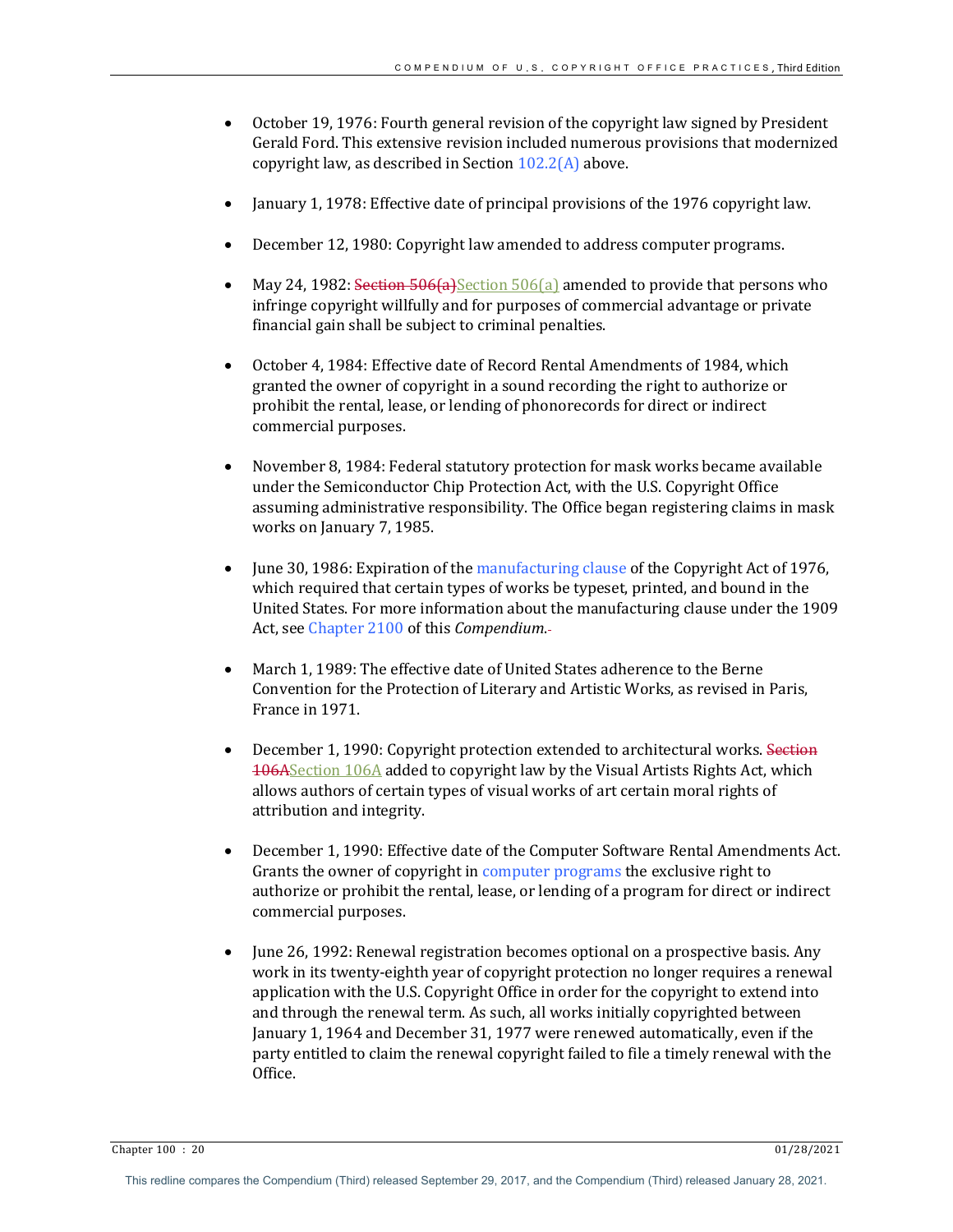- October 19, 1976: Fourth general revision of the copyright law signed by President Gerald Ford. This extensive revision included numerous provisions that modernized copyright law, as described in Section 102.2(A) above.

- January 1, 1978: Effective date of principal provisions of the 1976 copyright law.

- December 12, 1980: Copyright law amended to address computer programs.

- May 24, 1982: ~~Section 506(a)~~Section 506(a) amended to provide that persons who infringe copyright willfully and for purposes of commercial advantage or private financial gain shall be subject to criminal penalties.

- October 4, 1984: Effective date of Record Rental Amendments of 1984, which granted the owner of copyright in a sound recording the right to authorize or prohibit the rental, lease, or lending of phonorecords for direct or indirect commercial purposes.

- November 8, 1984: Federal statutory protection for mask works became available under the Semiconductor Chip Protection Act, with the U.S. Copyright Office assuming administrative responsibility. The Office began registering claims in mask works on January 7, 1985.

- June 30, 1986: Expiration of the manufacturing clause of the Copyright Act of 1976, which required that certain types of works be typeset, printed, and bound in the United States. For more information about the manufacturing clause under the 1909 Act, see Chapter 2100 of this *Compendium*.

- March 1, 1989: The effective date of United States adherence to the Berne Convention for the Protection of Literary and Artistic Works, as revised in Paris, France in 1971.

- December 1, 1990: Copyright protection extended to architectural works. ~~Section 106A~~Section 106A added to copyright law by the Visual Artists Rights Act, which allows authors of certain types of visual works of art certain moral rights of attribution and integrity.

- December 1, 1990: Effective date of the Computer Software Rental Amendments Act. Grants the owner of copyright in computer programs the exclusive right to authorize or prohibit the rental, lease, or lending of a program for direct or indirect commercial purposes.

- June 26, 1992: Renewal registration becomes optional on a prospective basis. Any work in its twenty-eighth year of copyright protection no longer requires a renewal application with the U.S. Copyright Office in order for the copyright to extend into and through the renewal term. As such, all works initially copyrighted between January 1, 1964 and December 31, 1977 were renewed automatically, even if the party entitled to claim the renewal copyright failed to file a timely renewal with the Office.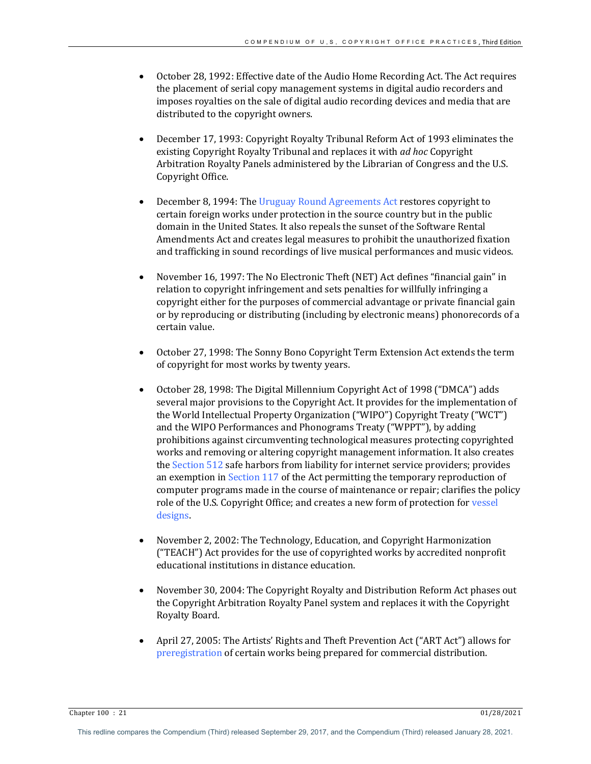- October 28, 1992: Effective date of the Audio Home Recording Act. The Act requires the placement of serial copy management systems in digital audio recorders and imposes royalties on the sale of digital audio recording devices and media that are distributed to the copyright owners.

- December 17, 1993: Copyright Royalty Tribunal Reform Act of 1993 eliminates the existing Copyright Royalty Tribunal and replaces it with *ad hoc* Copyright Arbitration Royalty Panels administered by the Librarian of Congress and the U.S. Copyright Office.

- December 8, 1994: The Uruguay Round Agreements Act restores copyright to certain foreign works under protection in the source country but in the public domain in the United States. It also repeals the sunset of the Software Rental Amendments Act and creates legal measures to prohibit the unauthorized fixation and trafficking in sound recordings of live musical performances and music videos.

- November 16, 1997: The No Electronic Theft (NET) Act defines "financial gain" in relation to copyright infringement and sets penalties for willfully infringing a copyright either for the purposes of commercial advantage or private financial gain or by reproducing or distributing (including by electronic means) phonorecords of a certain value.

- October 27, 1998: The Sonny Bono Copyright Term Extension Act extends the term of copyright for most works by twenty years.

- October 28, 1998: The Digital Millennium Copyright Act of 1998 ("DMCA") adds several major provisions to the Copyright Act. It provides for the implementation of the World Intellectual Property Organization ("WIPO") Copyright Treaty ("WCT") and the WIPO Performances and Phonograms Treaty ("WPPT"), by adding prohibitions against circumventing technological measures protecting copyrighted works and removing or altering copyright management information. It also creates the Section 512 safe harbors from liability for internet service providers; provides an exemption in Section 117 of the Act permitting the temporary reproduction of computer programs made in the course of maintenance or repair; clarifies the policy role of the U.S. Copyright Office; and creates a new form of protection for vessel designs.

- November 2, 2002: The Technology, Education, and Copyright Harmonization ("TEACH") Act provides for the use of copyrighted works by accredited nonprofit educational institutions in distance education.

- November 30, 2004: The Copyright Royalty and Distribution Reform Act phases out the Copyright Arbitration Royalty Panel system and replaces it with the Copyright Royalty Board.

- April 27, 2005: The Artists' Rights and Theft Prevention Act ("ART Act") allows for preregistration of certain works being prepared for commercial distribution.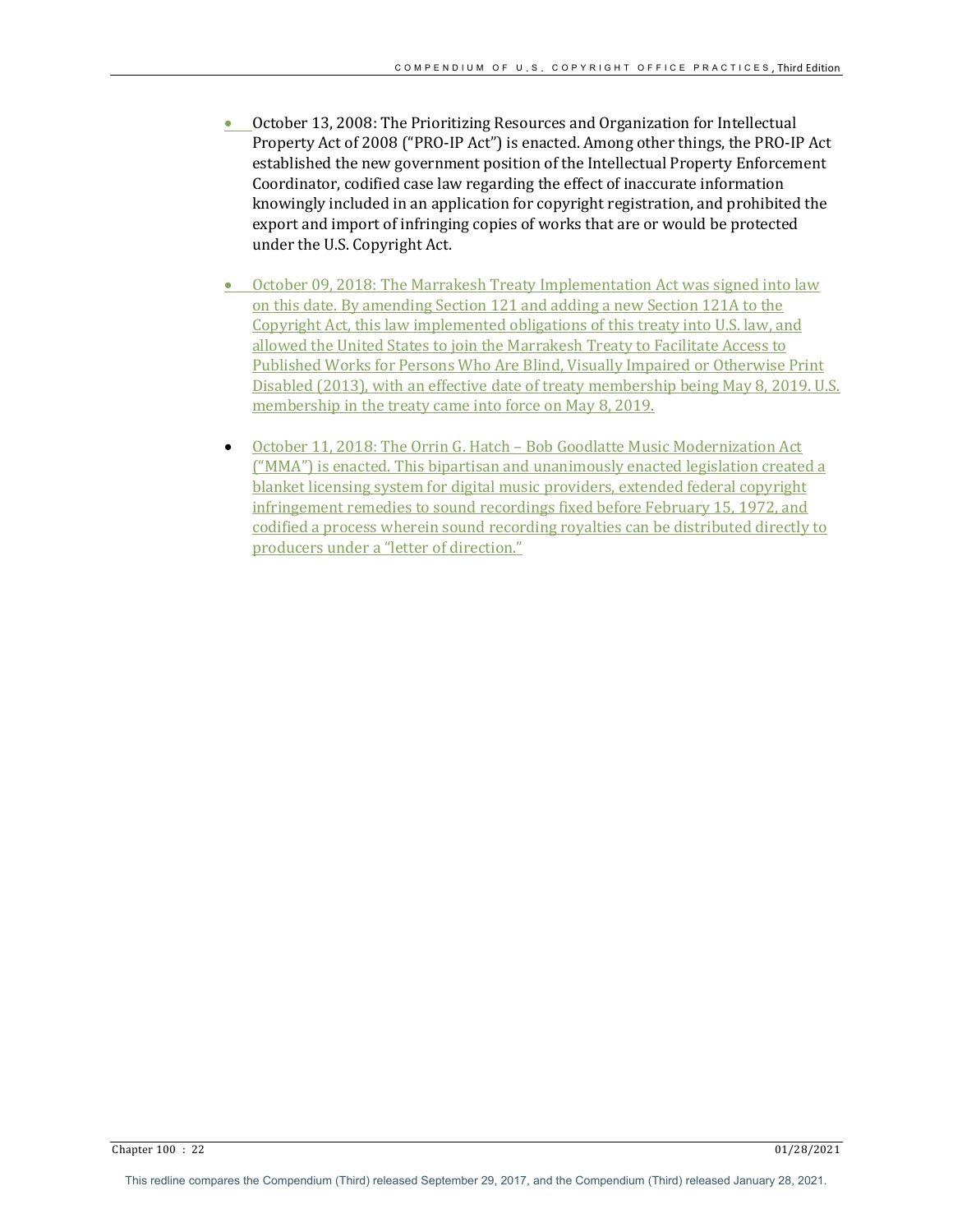- October 13, 2008: The Prioritizing Resources and Organization for Intellectual Property Act of 2008 ("PRO-IP Act") is enacted. Among other things, the PRO-IP Act established the new government position of the Intellectual Property Enforcement Coordinator, codified case law regarding the effect of inaccurate information knowingly included in an application for copyright registration, and prohibited the export and import of infringing copies of works that are or would be protected under the U.S. Copyright Act.

- October 09, 2018: The Marrakesh Treaty Implementation Act was signed into law on this date. By amending Section 121 and adding a new Section 121A to the Copyright Act, this law implemented obligations of this treaty into U.S. law, and allowed the United States to join the Marrakesh Treaty to Facilitate Access to Published Works for Persons Who Are Blind, Visually Impaired or Otherwise Print Disabled (2013), with an effective date of treaty membership being May 8, 2019. U.S. membership in the treaty came into force on May 8, 2019.

- October 11, 2018: The Orrin G. Hatch – Bob Goodlatte Music Modernization Act ("MMA") is enacted. This bipartisan and unanimously enacted legislation created a blanket licensing system for digital music providers, extended federal copyright infringement remedies to sound recordings fixed before February 15, 1972, and codified a process wherein sound recording royalties can be distributed directly to producers under a "letter of direction."